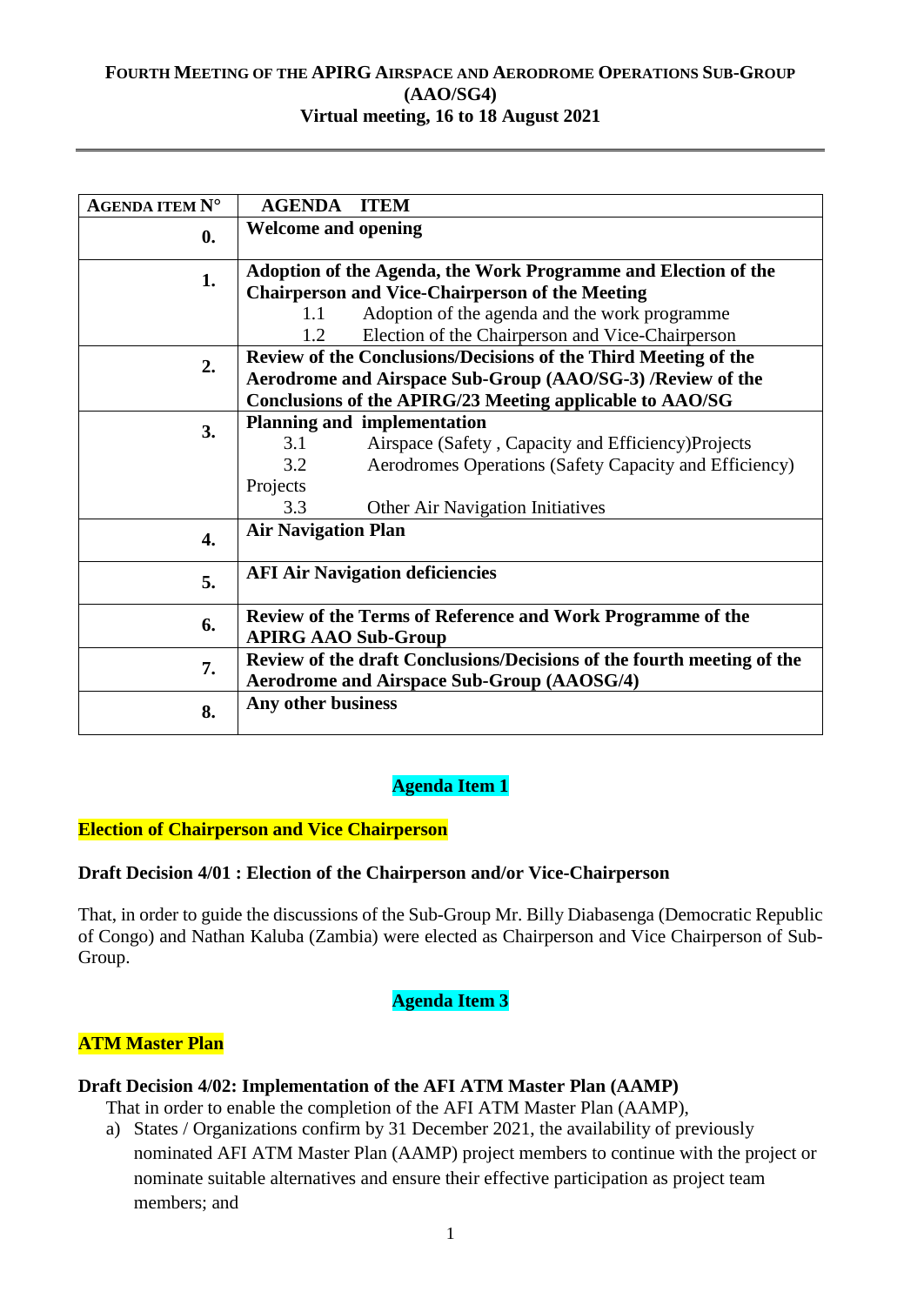**FOURTH MEETING OF THE APIRG AIRSPACE AND AERODROME OPERATIONS SUB-GROUP (AAO/SG4)**
**Virtual meeting, 16 to 18 August 2021**

| AGENDA ITEM N° | AGENDA ITEM |
|---|---|
| **0.** | **Welcome and opening** |
| **1.** | **Adoption of the Agenda, the Work Programme and Election of the Chairperson and Vice-Chairperson of the Meeting**<br>1.1 Adoption of the agenda and the work programme<br>1.2 Election of the Chairperson and Vice-Chairperson |
| **2.** | **Review of the Conclusions/Decisions of the Third Meeting of the Aerodrome and Airspace Sub-Group (AAO/SG-3) /Review of the Conclusions of the APIRG/23 Meeting applicable to AAO/SG** |
| **3.** | **Planning and implementation**<br>3.1 Airspace (Safety , Capacity and Efficiency)Projects<br>3.2 Aerodromes Operations (Safety Capacity and Efficiency) Projects<br>3.3 Other Air Navigation Initiatives |
| **4.** | **Air Navigation Plan** |
| **5.** | **AFI Air Navigation deficiencies** |
| **6.** | **Review of the Terms of Reference and Work Programme of the APIRG AAO Sub-Group** |
| **7.** | **Review of the draft Conclusions/Decisions of the fourth meeting of the Aerodrome and Airspace Sub-Group (AAOSG/4)** |
| **8.** | **Any other business** |

## Agenda Item 1

### Election of Chairperson and Vice Chairperson

**Draft Decision 4/01 : Election of the Chairperson and/or Vice-Chairperson**

That, in order to guide the discussions of the Sub-Group Mr. Billy Diabasenga (Democratic Republic of Congo) and Nathan Kaluba (Zambia) were elected as Chairperson and Vice Chairperson of Sub-Group.

## Agenda Item 3

### ATM Master Plan

**Draft Decision 4/02: Implementation of the AFI ATM Master Plan (AAMP)**

That in order to enable the completion of the AFI ATM Master Plan (AAMP),

a) States / Organizations confirm by 31 December 2021, the availability of previously nominated AFI ATM Master Plan (AAMP) project members to continue with the project or nominate suitable alternatives and ensure their effective participation as project team members; and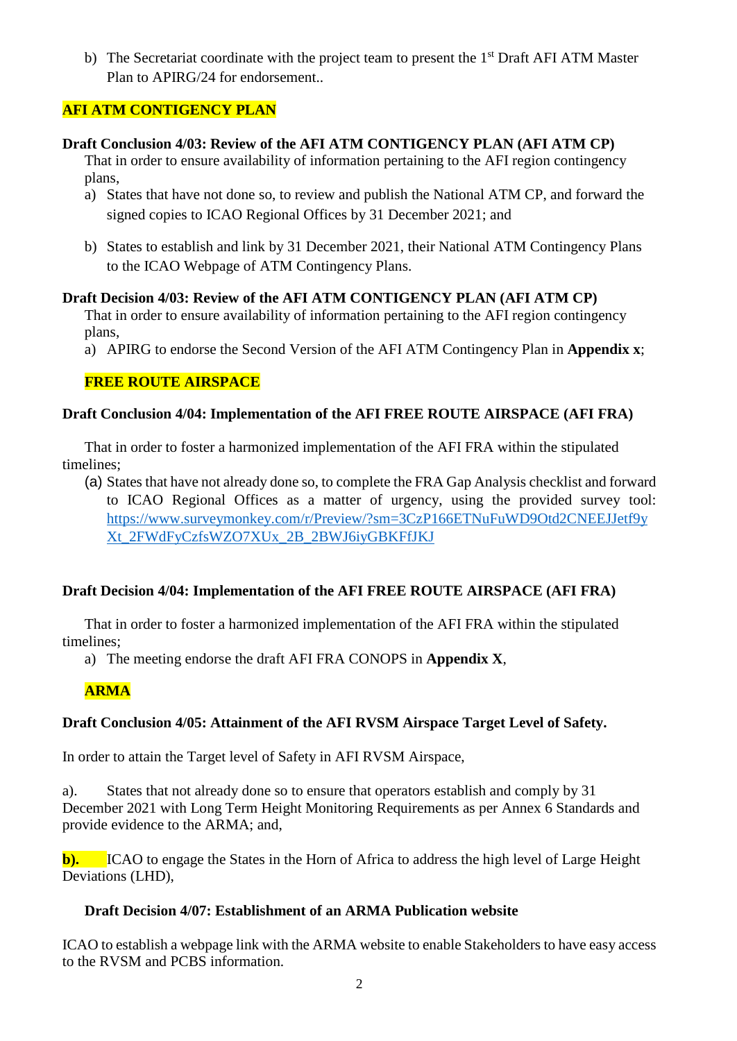b) The Secretariat coordinate with the project team to present the 1st Draft AFI ATM Master Plan to APIRG/24 for endorsement..

**AFI ATM CONTIGENCY PLAN**

**Draft Conclusion 4/03: Review of the AFI ATM CONTIGENCY PLAN (AFI ATM CP)**

That in order to ensure availability of information pertaining to the AFI region contingency plans,

a) States that have not done so, to review and publish the National ATM CP, and forward the signed copies to ICAO Regional Offices by 31 December 2021; and

b) States to establish and link by 31 December 2021, their National ATM Contingency Plans to the ICAO Webpage of ATM Contingency Plans.

**Draft Decision 4/03: Review of the AFI ATM CONTIGENCY PLAN (AFI ATM CP)**

That in order to ensure availability of information pertaining to the AFI region contingency plans,

a) APIRG to endorse the Second Version of the AFI ATM Contingency Plan in **Appendix x**;

**FREE ROUTE AIRSPACE**

**Draft Conclusion 4/04: Implementation of the AFI FREE ROUTE AIRSPACE (AFI FRA)**

That in order to foster a harmonized implementation of the AFI FRA within the stipulated timelines;

(a) States that have not already done so, to complete the FRA Gap Analysis checklist and forward to ICAO Regional Offices as a matter of urgency, using the provided survey tool: https://www.surveymonkey.com/r/Preview/?sm=3CzP166ETNuFuWD9Otd2CNEEJJetf9yXt_2FWdFyCzfsWZO7XUx_2B_2BWJ6iyGBKFfJKJ

**Draft Decision 4/04: Implementation of the AFI FREE ROUTE AIRSPACE (AFI FRA)**

That in order to foster a harmonized implementation of the AFI FRA within the stipulated timelines;

a) The meeting endorse the draft AFI FRA CONOPS in **Appendix X**,

**ARMA**

**Draft Conclusion 4/05: Attainment of the AFI RVSM Airspace Target Level of Safety.**

In order to attain the Target level of Safety in AFI RVSM Airspace,

a). States that not already done so to ensure that operators establish and comply by 31 December 2021 with Long Term Height Monitoring Requirements as per Annex 6 Standards and provide evidence to the ARMA; and,

**b).** ICAO to engage the States in the Horn of Africa to address the high level of Large Height Deviations (LHD),

**Draft Decision 4/07: Establishment of an ARMA Publication website**

ICAO to establish a webpage link with the ARMA website to enable Stakeholders to have easy access to the RVSM and PCBS information.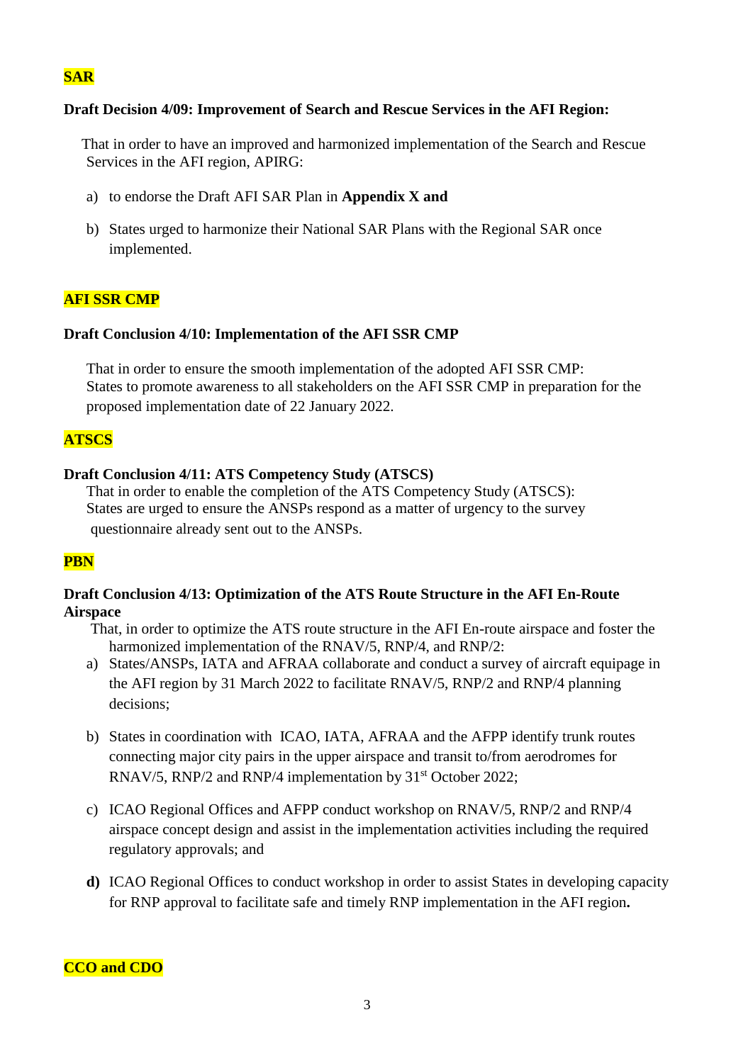**SAR**

**Draft Decision 4/09: Improvement of Search and Rescue Services in the AFI Region:**

That in order to have an improved and harmonized implementation of the Search and Rescue Services in the AFI region, APIRG:

a) to endorse the Draft AFI SAR Plan in **Appendix X and**

b) States urged to harmonize their National SAR Plans with the Regional SAR once implemented.

**AFI SSR CMP**

**Draft Conclusion 4/10: Implementation of the AFI SSR CMP**

That in order to ensure the smooth implementation of the adopted AFI SSR CMP:
States to promote awareness to all stakeholders on the AFI SSR CMP in preparation for the proposed implementation date of 22 January 2022.

**ATSCS**

**Draft Conclusion 4/11: ATS Competency Study (ATSCS)**

That in order to enable the completion of the ATS Competency Study (ATSCS):
States are urged to ensure the ANSPs respond as a matter of urgency to the survey questionnaire already sent out to the ANSPs.

**PBN**

**Draft Conclusion 4/13: Optimization of the ATS Route Structure in the AFI En-Route Airspace**

That, in order to optimize the ATS route structure in the AFI En-route airspace and foster the harmonized implementation of the RNAV/5, RNP/4, and RNP/2:

a) States/ANSPs, IATA and AFRAA collaborate and conduct a survey of aircraft equipage in the AFI region by 31 March 2022 to facilitate RNAV/5, RNP/2 and RNP/4 planning decisions;

b) States in coordination with ICAO, IATA, AFRAA and the AFPP identify trunk routes connecting major city pairs in the upper airspace and transit to/from aerodromes for RNAV/5, RNP/2 and RNP/4 implementation by 31st October 2022;

c) ICAO Regional Offices and AFPP conduct workshop on RNAV/5, RNP/2 and RNP/4 airspace concept design and assist in the implementation activities including the required regulatory approvals; and

**d)** ICAO Regional Offices to conduct workshop in order to assist States in developing capacity for RNP approval to facilitate safe and timely RNP implementation in the AFI region**.**

**CCO and CDO**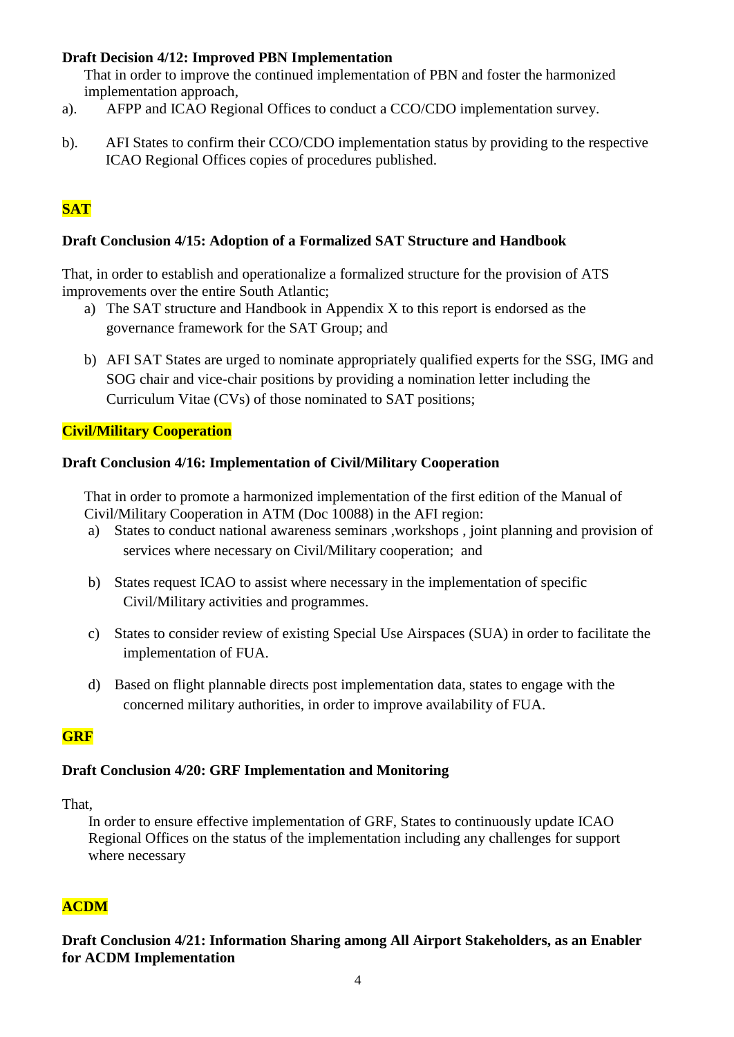**Draft Decision 4/12: Improved PBN Implementation**

That in order to improve the continued implementation of PBN and foster the harmonized implementation approach,

a). AFPP and ICAO Regional Offices to conduct a CCO/CDO implementation survey.

b). AFI States to confirm their CCO/CDO implementation status by providing to the respective ICAO Regional Offices copies of procedures published.

**SAT**

**Draft Conclusion 4/15: Adoption of a Formalized SAT Structure and Handbook**

That, in order to establish and operationalize a formalized structure for the provision of ATS improvements over the entire South Atlantic;

a) The SAT structure and Handbook in Appendix X to this report is endorsed as the governance framework for the SAT Group; and

b) AFI SAT States are urged to nominate appropriately qualified experts for the SSG, IMG and SOG chair and vice-chair positions by providing a nomination letter including the Curriculum Vitae (CVs) of those nominated to SAT positions;

**Civil/Military Cooperation**

**Draft Conclusion 4/16: Implementation of Civil/Military Cooperation**

That in order to promote a harmonized implementation of the first edition of the Manual of Civil/Military Cooperation in ATM (Doc 10088) in the AFI region:

a) States to conduct national awareness seminars ,workshops , joint planning and provision of services where necessary on Civil/Military cooperation; and

b) States request ICAO to assist where necessary in the implementation of specific Civil/Military activities and programmes.

c) States to consider review of existing Special Use Airspaces (SUA) in order to facilitate the implementation of FUA.

d) Based on flight plannable directs post implementation data, states to engage with the concerned military authorities, in order to improve availability of FUA.

**GRF**

**Draft Conclusion 4/20: GRF Implementation and Monitoring**

That,

In order to ensure effective implementation of GRF, States to continuously update ICAO Regional Offices on the status of the implementation including any challenges for support where necessary

**ACDM**

**Draft Conclusion 4/21: Information Sharing among All Airport Stakeholders, as an Enabler for ACDM Implementation**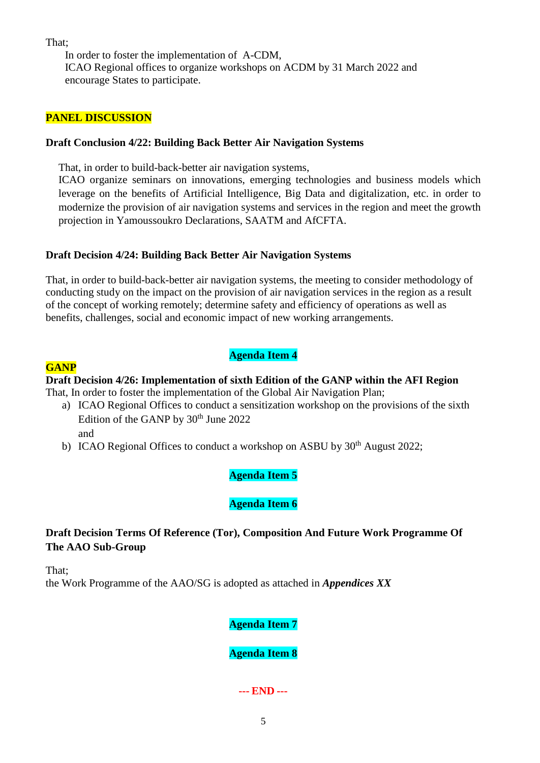That;

In order to foster the implementation of A-CDM,
ICAO Regional offices to organize workshops on ACDM by 31 March 2022 and encourage States to participate.

**PANEL DISCUSSION**

**Draft Conclusion 4/22: Building Back Better Air Navigation Systems**

That, in order to build-back-better air navigation systems,
ICAO organize seminars on innovations, emerging technologies and business models which leverage on the benefits of Artificial Intelligence, Big Data and digitalization, etc. in order to modernize the provision of air navigation systems and services in the region and meet the growth projection in Yamoussoukro Declarations, SAATM and AfCFTA.

**Draft Decision 4/24: Building Back Better Air Navigation Systems**

That, in order to build-back-better air navigation systems, the meeting to consider methodology of conducting study on the impact on the provision of air navigation services in the region as a result of the concept of working remotely; determine safety and efficiency of operations as well as benefits, challenges, social and economic impact of new working arrangements.

**Agenda Item 4**

**GANP**

**Draft Decision 4/26: Implementation of sixth Edition of the GANP within the AFI Region**
That, In order to foster the implementation of the Global Air Navigation Plan;

a) ICAO Regional Offices to conduct a sensitization workshop on the provisions of the sixth Edition of the GANP by 30th June 2022
and
b) ICAO Regional Offices to conduct a workshop on ASBU by 30th August 2022;

**Agenda Item 5**

**Agenda Item 6**

**Draft Decision Terms Of Reference (Tor), Composition And Future Work Programme Of The AAO Sub-Group**

That;
the Work Programme of the AAO/SG is adopted as attached in ***Appendices XX***

**Agenda Item 7**

**Agenda Item 8**

**--- END ---**